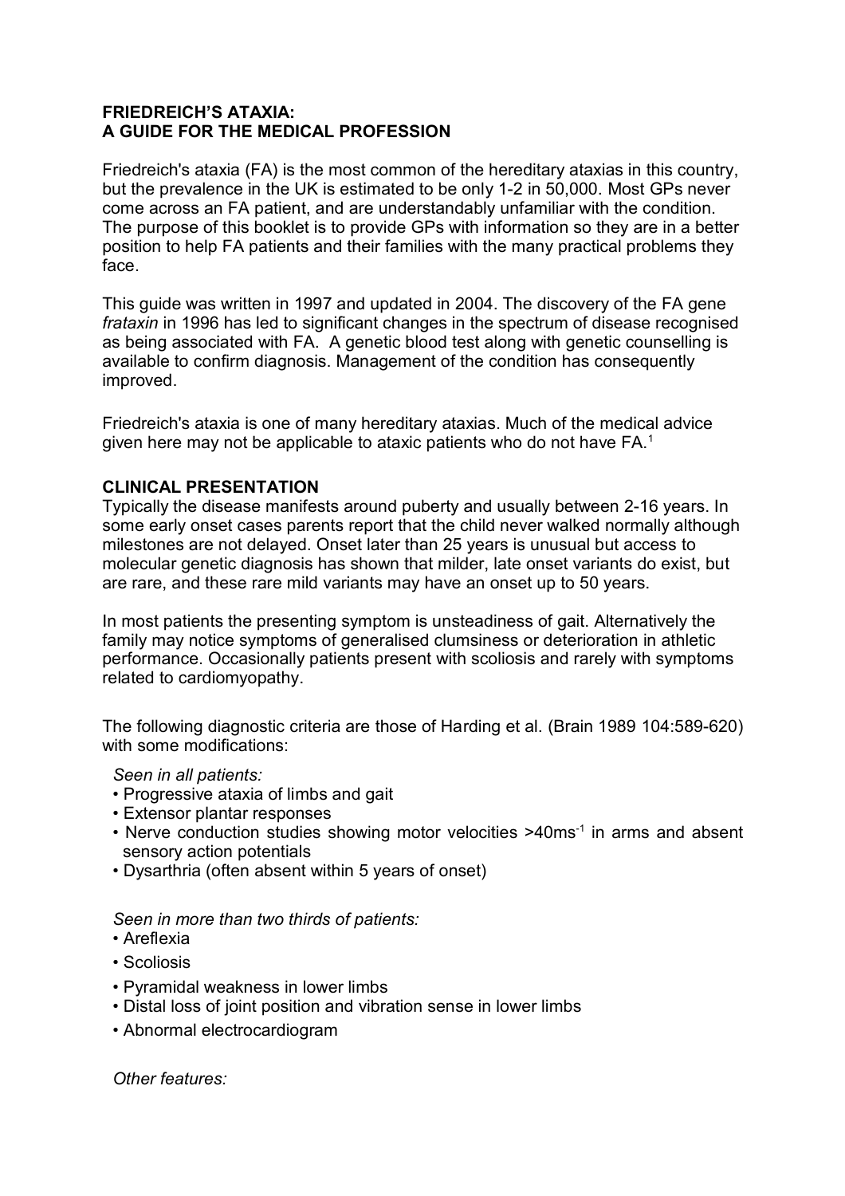# FRIEDREICH'S ATAXIA:
# A GUIDE FOR THE MEDICAL PROFESSION

Friedreich's ataxia (FA) is the most common of the hereditary ataxias in this country, but the prevalence in the UK is estimated to be only 1-2 in 50,000. Most GPs never come across an FA patient, and are understandably unfamiliar with the condition. The purpose of this booklet is to provide GPs with information so they are in a better position to help FA patients and their families with the many practical problems they face.

This guide was written in 1997 and updated in 2004. The discovery of the FA gene *frataxin* in 1996 has led to significant changes in the spectrum of disease recognised as being associated with FA. A genetic blood test along with genetic counselling is available to confirm diagnosis. Management of the condition has consequently improved.

Friedreich's ataxia is one of many hereditary ataxias. Much of the medical advice given here may not be applicable to ataxic patients who do not have FA.[1]

## CLINICAL PRESENTATION

Typically the disease manifests around puberty and usually between 2-16 years. In some early onset cases parents report that the child never walked normally although milestones are not delayed. Onset later than 25 years is unusual but access to molecular genetic diagnosis has shown that milder, late onset variants do exist, but are rare, and these rare mild variants may have an onset up to 50 years.

In most patients the presenting symptom is unsteadiness of gait. Alternatively the family may notice symptoms of generalised clumsiness or deterioration in athletic performance. Occasionally patients present with scoliosis and rarely with symptoms related to cardiomyopathy.

The following diagnostic criteria are those of Harding et al. (Brain 1989 104:589-620) with some modifications:

*Seen in all patients:*

- Progressive ataxia of limbs and gait
- Extensor plantar responses
- Nerve conduction studies showing motor velocities >40ms$^{-1}$ in arms and absent sensory action potentials
- Dysarthria (often absent within 5 years of onset)

*Seen in more than two thirds of patients:*

- Areflexia
- Scoliosis
- Pyramidal weakness in lower limbs
- Distal loss of joint position and vibration sense in lower limbs
- Abnormal electrocardiogram

*Other features:*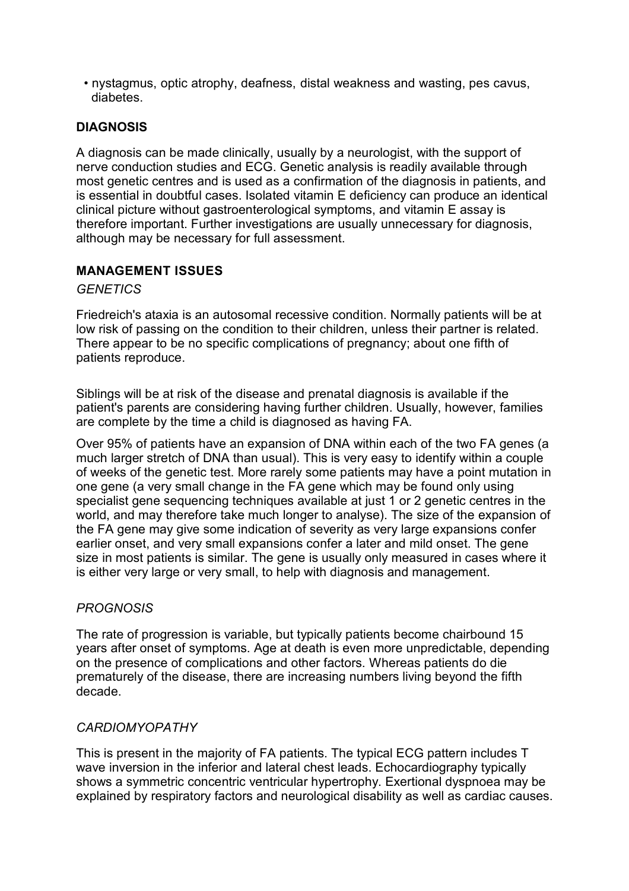- nystagmus, optic atrophy, deafness, distal weakness and wasting, pes cavus, diabetes.

## DIAGNOSIS

A diagnosis can be made clinically, usually by a neurologist, with the support of nerve conduction studies and ECG. Genetic analysis is readily available through most genetic centres and is used as a confirmation of the diagnosis in patients, and is essential in doubtful cases. Isolated vitamin E deficiency can produce an identical clinical picture without gastroenterological symptoms, and vitamin E assay is therefore important. Further investigations are usually unnecessary for diagnosis, although may be necessary for full assessment.

## MANAGEMENT ISSUES

### *GENETICS*

Friedreich's ataxia is an autosomal recessive condition. Normally patients will be at low risk of passing on the condition to their children, unless their partner is related. There appear to be no specific complications of pregnancy; about one fifth of patients reproduce.

Siblings will be at risk of the disease and prenatal diagnosis is available if the patient's parents are considering having further children. Usually, however, families are complete by the time a child is diagnosed as having FA.

Over 95% of patients have an expansion of DNA within each of the two FA genes (a much larger stretch of DNA than usual). This is very easy to identify within a couple of weeks of the genetic test. More rarely some patients may have a point mutation in one gene (a very small change in the FA gene which may be found only using specialist gene sequencing techniques available at just 1 or 2 genetic centres in the world, and may therefore take much longer to analyse). The size of the expansion of the FA gene may give some indication of severity as very large expansions confer earlier onset, and very small expansions confer a later and mild onset. The gene size in most patients is similar. The gene is usually only measured in cases where it is either very large or very small, to help with diagnosis and management.

### *PROGNOSIS*

The rate of progression is variable, but typically patients become chairbound 15 years after onset of symptoms. Age at death is even more unpredictable, depending on the presence of complications and other factors. Whereas patients do die prematurely of the disease, there are increasing numbers living beyond the fifth decade.

### *CARDIOMYOPATHY*

This is present in the majority of FA patients. The typical ECG pattern includes T wave inversion in the inferior and lateral chest leads. Echocardiography typically shows a symmetric concentric ventricular hypertrophy. Exertional dyspnoea may be explained by respiratory factors and neurological disability as well as cardiac causes.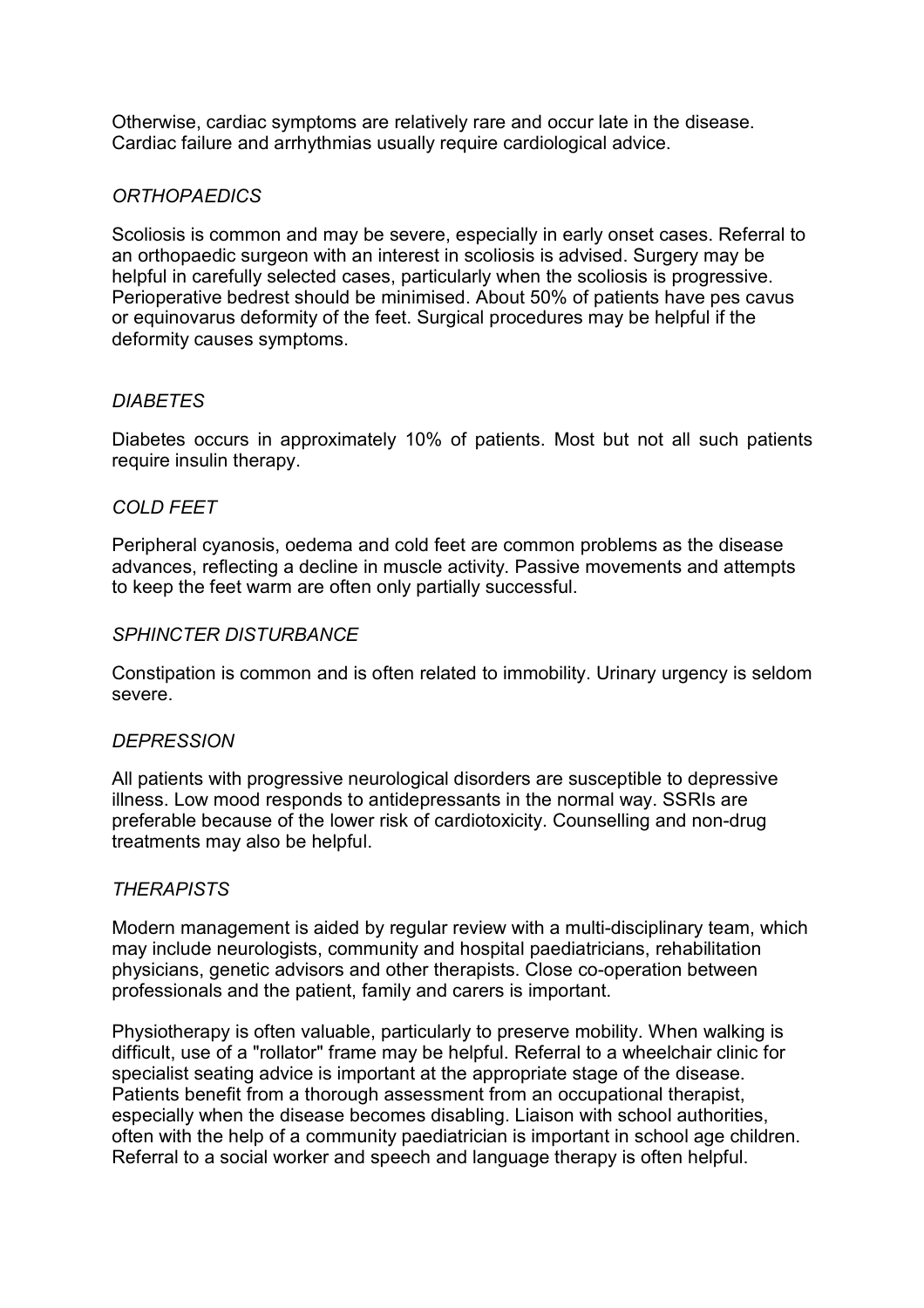Otherwise, cardiac symptoms are relatively rare and occur late in the disease. Cardiac failure and arrhythmias usually require cardiological advice.

### *ORTHOPAEDICS*

Scoliosis is common and may be severe, especially in early onset cases. Referral to an orthopaedic surgeon with an interest in scoliosis is advised. Surgery may be helpful in carefully selected cases, particularly when the scoliosis is progressive. Perioperative bedrest should be minimised. About 50% of patients have pes cavus or equinovarus deformity of the feet. Surgical procedures may be helpful if the deformity causes symptoms.

### *DIABETES*

Diabetes occurs in approximately 10% of patients. Most but not all such patients require insulin therapy.

### *COLD FEET*

Peripheral cyanosis, oedema and cold feet are common problems as the disease advances, reflecting a decline in muscle activity. Passive movements and attempts to keep the feet warm are often only partially successful.

### *SPHINCTER DISTURBANCE*

Constipation is common and is often related to immobility. Urinary urgency is seldom severe.

### *DEPRESSION*

All patients with progressive neurological disorders are susceptible to depressive illness. Low mood responds to antidepressants in the normal way. SSRIs are preferable because of the lower risk of cardiotoxicity. Counselling and non-drug treatments may also be helpful.

### *THERAPISTS*

Modern management is aided by regular review with a multi-disciplinary team, which may include neurologists, community and hospital paediatricians, rehabilitation physicians, genetic advisors and other therapists. Close co-operation between professionals and the patient, family and carers is important.

Physiotherapy is often valuable, particularly to preserve mobility. When walking is difficult, use of a "rollator" frame may be helpful. Referral to a wheelchair clinic for specialist seating advice is important at the appropriate stage of the disease. Patients benefit from a thorough assessment from an occupational therapist, especially when the disease becomes disabling. Liaison with school authorities, often with the help of a community paediatrician is important in school age children. Referral to a social worker and speech and language therapy is often helpful.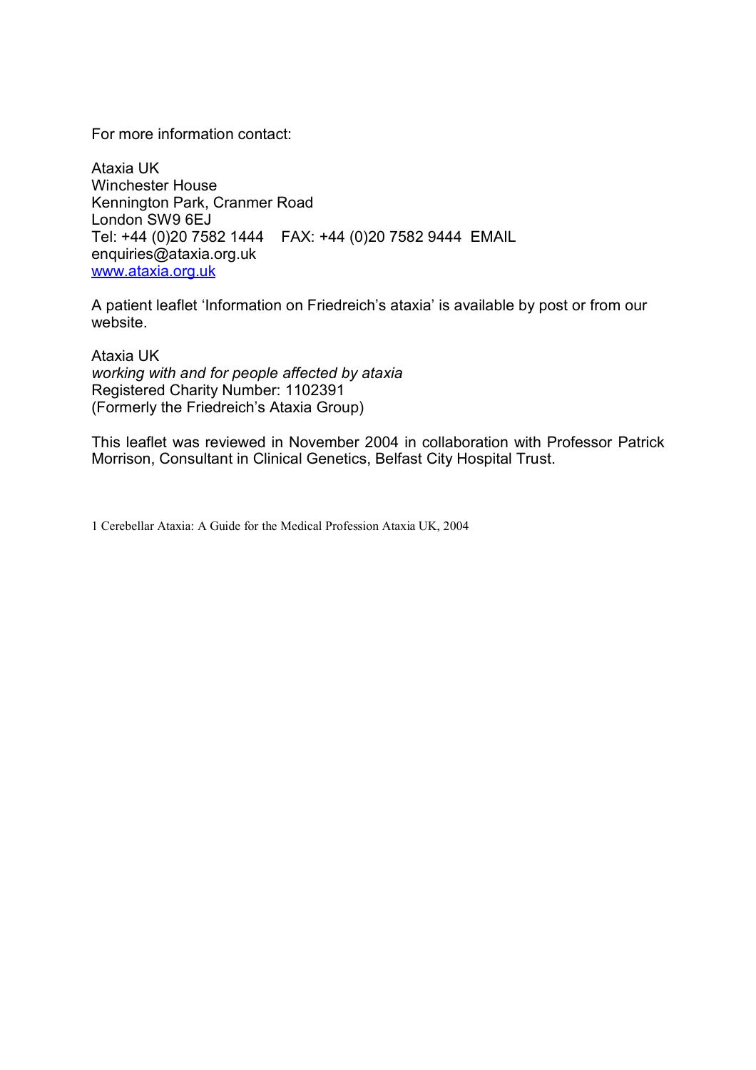For more information contact:

Ataxia UK
Winchester House
Kennington Park, Cranmer Road
London SW9 6EJ
Tel: +44 (0)20 7582 1444 FAX: +44 (0)20 7582 9444 EMAIL
enquiries@ataxia.org.uk
[www.ataxia.org.uk](http://www.ataxia.org.uk)

A patient leaflet 'Information on Friedreich's ataxia' is available by post or from our website.

Ataxia UK
*working with and for people affected by ataxia*
Registered Charity Number: 1102391
(Formerly the Friedreich's Ataxia Group)

This leaflet was reviewed in November 2004 in collaboration with Professor Patrick Morrison, Consultant in Clinical Genetics, Belfast City Hospital Trust.

1 Cerebellar Ataxia: A Guide for the Medical Profession Ataxia UK, 2004